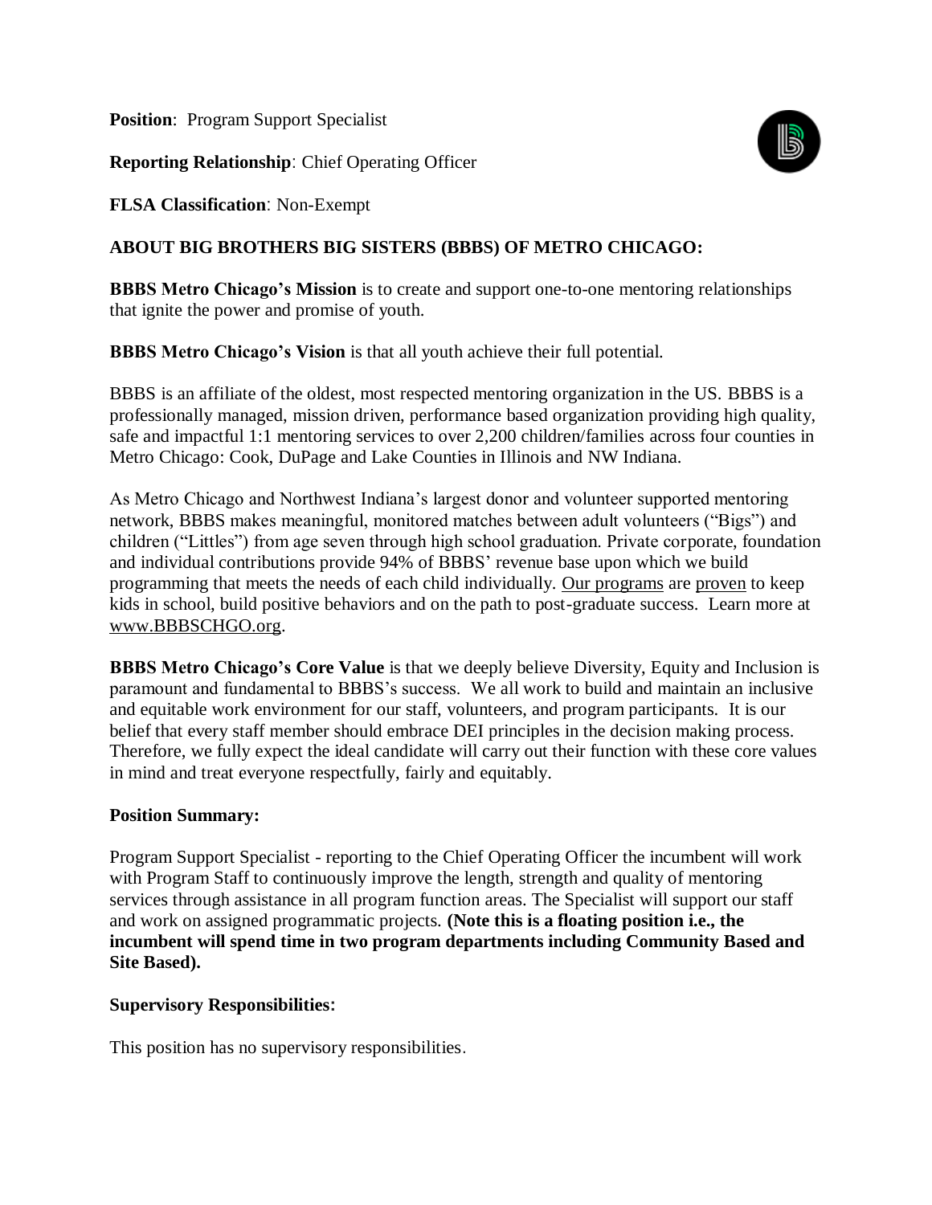**Position**: Program Support Specialist

**Reporting Relationship**: Chief Operating Officer

**FLSA Classification**: Non-Exempt

## ABOUT BIG BROTHERS BIG SISTERS (BBBS) OF METRO CHICAGO:

**BBBS Metro Chicago's Mission** is to create and support one-to-one mentoring relationships that ignite the power and promise of youth.

**BBBS Metro Chicago's Vision** is that all youth achieve their full potential.

BBBS is an affiliate of the oldest, most respected mentoring organization in the US. BBBS is a professionally managed, mission driven, performance based organization providing high quality, safe and impactful 1:1 mentoring services to over 2,200 children/families across four counties in Metro Chicago: Cook, DuPage and Lake Counties in Illinois and NW Indiana.

As Metro Chicago and Northwest Indiana's largest donor and volunteer supported mentoring network, BBBS makes meaningful, monitored matches between adult volunteers ("Bigs") and children ("Littles") from age seven through high school graduation. Private corporate, foundation and individual contributions provide 94% of BBBS' revenue base upon which we build programming that meets the needs of each child individually. Our programs are proven to keep kids in school, build positive behaviors and on the path to post-graduate success. Learn more at www.BBBSCHGO.org.

**BBBS Metro Chicago's Core Value** is that we deeply believe Diversity, Equity and Inclusion is paramount and fundamental to BBBS's success. We all work to build and maintain an inclusive and equitable work environment for our staff, volunteers, and program participants. It is our belief that every staff member should embrace DEI principles in the decision making process. Therefore, we fully expect the ideal candidate will carry out their function with these core values in mind and treat everyone respectfully, fairly and equitably.

### Position Summary:

Program Support Specialist - reporting to the Chief Operating Officer the incumbent will work with Program Staff to continuously improve the length, strength and quality of mentoring services through assistance in all program function areas. The Specialist will support our staff and work on assigned programmatic projects. **(Note this is a floating position i.e., the incumbent will spend time in two program departments including Community Based and Site Based).**

### Supervisory Responsibilities:

This position has no supervisory responsibilities.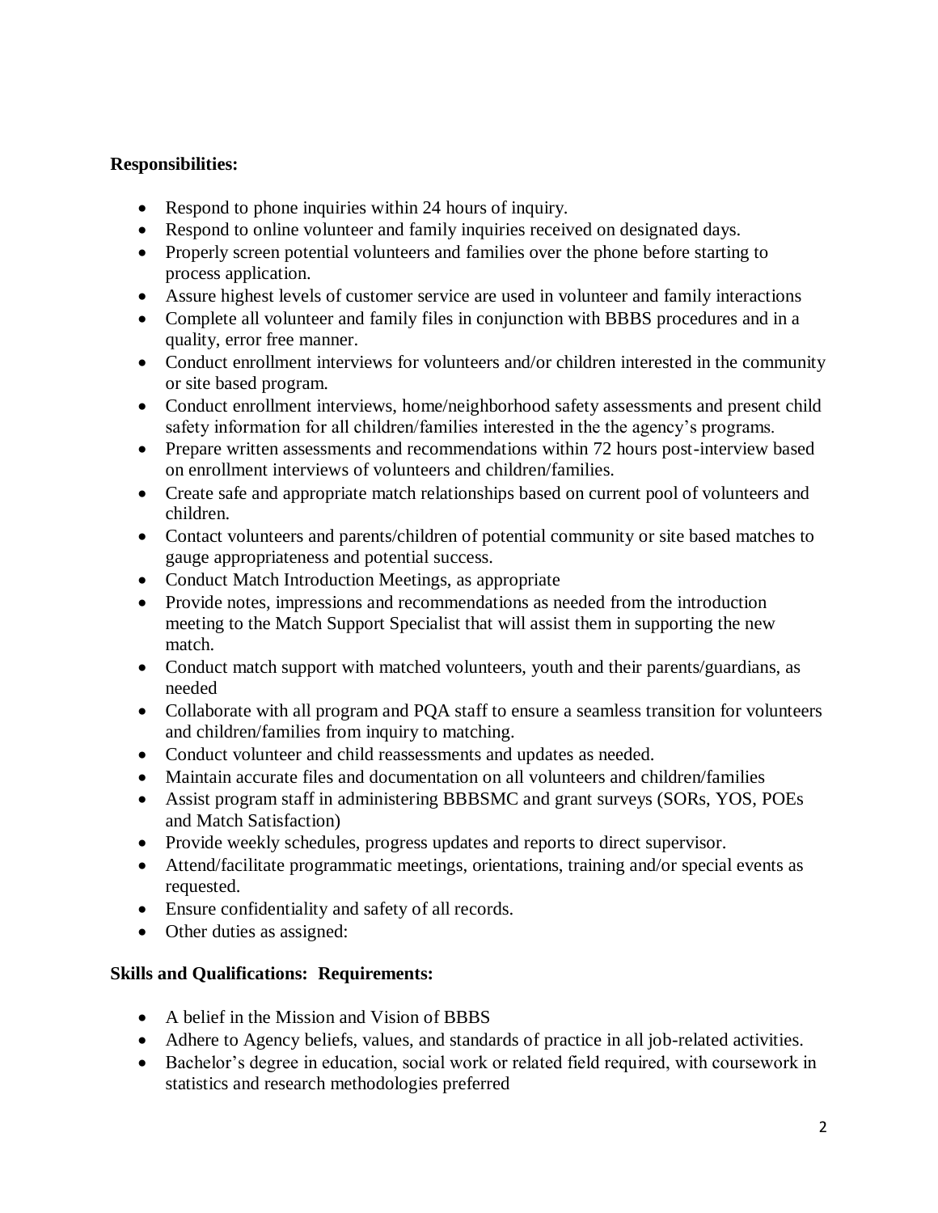**Responsibilities:**

- Respond to phone inquiries within 24 hours of inquiry.
- Respond to online volunteer and family inquiries received on designated days.
- Properly screen potential volunteers and families over the phone before starting to process application.
- Assure highest levels of customer service are used in volunteer and family interactions
- Complete all volunteer and family files in conjunction with BBBS procedures and in a quality, error free manner.
- Conduct enrollment interviews for volunteers and/or children interested in the community or site based program.
- Conduct enrollment interviews, home/neighborhood safety assessments and present child safety information for all children/families interested in the the agency's programs.
- Prepare written assessments and recommendations within 72 hours post-interview based on enrollment interviews of volunteers and children/families.
- Create safe and appropriate match relationships based on current pool of volunteers and children.
- Contact volunteers and parents/children of potential community or site based matches to gauge appropriateness and potential success.
- Conduct Match Introduction Meetings, as appropriate
- Provide notes, impressions and recommendations as needed from the introduction meeting to the Match Support Specialist that will assist them in supporting the new match.
- Conduct match support with matched volunteers, youth and their parents/guardians, as needed
- Collaborate with all program and PQA staff to ensure a seamless transition for volunteers and children/families from inquiry to matching.
- Conduct volunteer and child reassessments and updates as needed.
- Maintain accurate files and documentation on all volunteers and children/families
- Assist program staff in administering BBBSMC and grant surveys (SORs, YOS, POEs and Match Satisfaction)
- Provide weekly schedules, progress updates and reports to direct supervisor.
- Attend/facilitate programmatic meetings, orientations, training and/or special events as requested.
- Ensure confidentiality and safety of all records.
- Other duties as assigned:

**Skills and Qualifications: Requirements:**

- A belief in the Mission and Vision of BBBS
- Adhere to Agency beliefs, values, and standards of practice in all job-related activities.
- Bachelor's degree in education, social work or related field required, with coursework in statistics and research methodologies preferred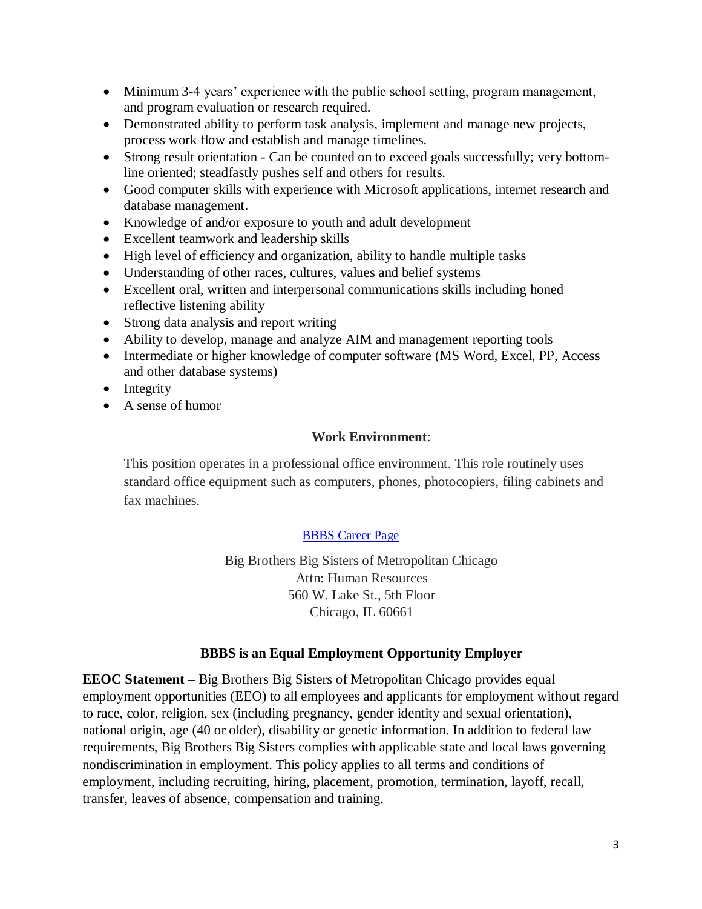- Minimum 3-4 years' experience with the public school setting, program management, and program evaluation or research required.
- Demonstrated ability to perform task analysis, implement and manage new projects, process work flow and establish and manage timelines.
- Strong result orientation - Can be counted on to exceed goals successfully; very bottom-line oriented; steadfastly pushes self and others for results.
- Good computer skills with experience with Microsoft applications, internet research and database management.
- Knowledge of and/or exposure to youth and adult development
- Excellent teamwork and leadership skills
- High level of efficiency and organization, ability to handle multiple tasks
- Understanding of other races, cultures, values and belief systems
- Excellent oral, written and interpersonal communications skills including honed reflective listening ability
- Strong data analysis and report writing
- Ability to develop, manage and analyze AIM and management reporting tools
- Intermediate or higher knowledge of computer software (MS Word, Excel, PP, Access and other database systems)
- Integrity
- A sense of humor

**Work Environment**:

This position operates in a professional office environment. This role routinely uses standard office equipment such as computers, phones, photocopiers, filing cabinets and fax machines.

BBBS Career Page

Big Brothers Big Sisters of Metropolitan Chicago
Attn: Human Resources
560 W. Lake St., 5th Floor
Chicago, IL 60661

**BBBS is an Equal Employment Opportunity Employer**

**EEOC Statement –** Big Brothers Big Sisters of Metropolitan Chicago provides equal employment opportunities (EEO) to all employees and applicants for employment without regard to race, color, religion, sex (including pregnancy, gender identity and sexual orientation), national origin, age (40 or older), disability or genetic information. In addition to federal law requirements, Big Brothers Big Sisters complies with applicable state and local laws governing nondiscrimination in employment. This policy applies to all terms and conditions of employment, including recruiting, hiring, placement, promotion, termination, layoff, recall, transfer, leaves of absence, compensation and training.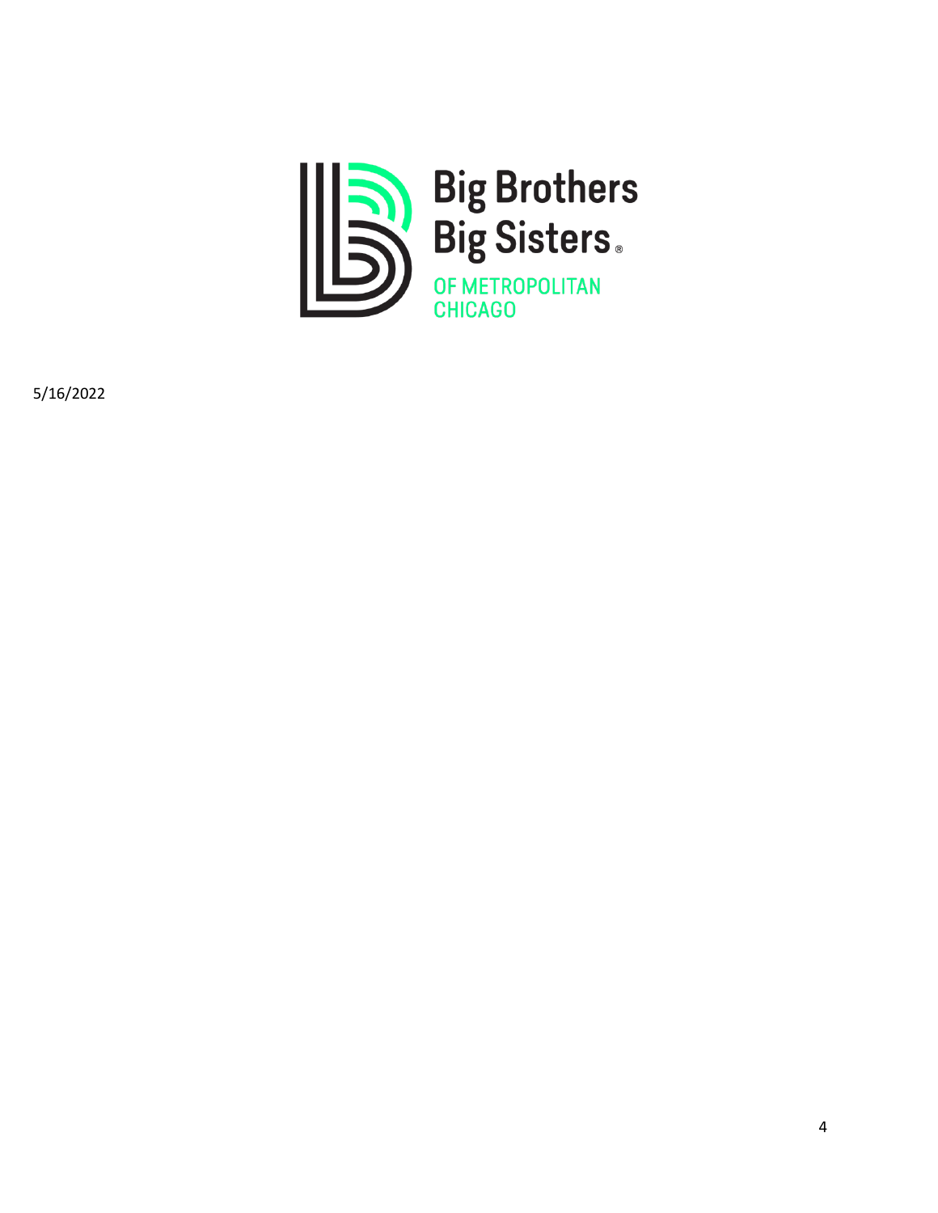Big Brothers Big Sisters®

OF METROPOLITAN CHICAGO

5/16/2022